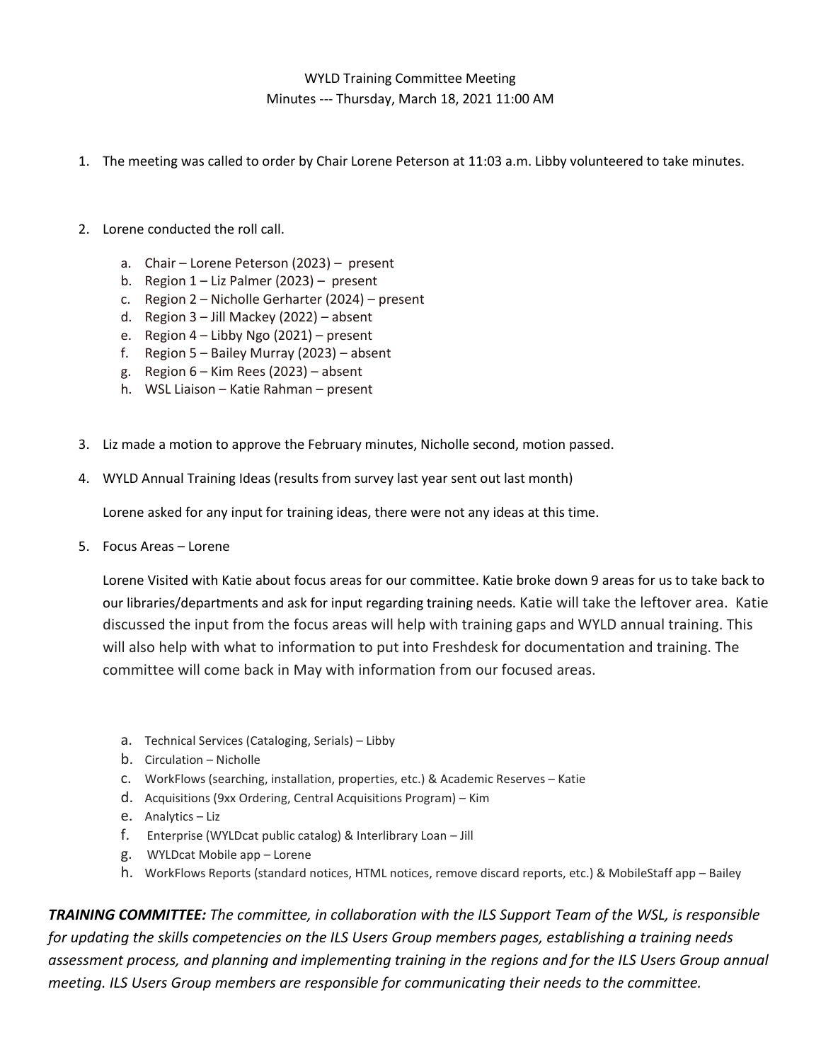WYLD Training Committee Meeting
Minutes --- Thursday, March 18, 2021 11:00 AM

1. The meeting was called to order by Chair Lorene Peterson at 11:03 a.m. Libby volunteered to take minutes.

2. Lorene conducted the roll call.

   a. Chair – Lorene Peterson (2023) – present
   b. Region 1 – Liz Palmer (2023) – present
   c. Region 2 – Nicholle Gerharter (2024) – present
   d. Region 3 – Jill Mackey (2022) – absent
   e. Region 4 – Libby Ngo (2021) – present
   f. Region 5 – Bailey Murray (2023) – absent
   g. Region 6 – Kim Rees (2023) – absent
   h. WSL Liaison – Katie Rahman – present

3. Liz made a motion to approve the February minutes, Nicholle second, motion passed.

4. WYLD Annual Training Ideas (results from survey last year sent out last month)

   Lorene asked for any input for training ideas, there were not any ideas at this time.

5. Focus Areas – Lorene

   Lorene Visited with Katie about focus areas for our committee. Katie broke down 9 areas for us to take back to our libraries/departments and ask for input regarding training needs. Katie will take the leftover area. Katie discussed the input from the focus areas will help with training gaps and WYLD annual training. This will also help with what to information to put into Freshdesk for documentation and training. The committee will come back in May with information from our focused areas.

   a. Technical Services (Cataloging, Serials) – Libby
   b. Circulation – Nicholle
   c. WorkFlows (searching, installation, properties, etc.) & Academic Reserves – Katie
   d. Acquisitions (9xx Ordering, Central Acquisitions Program) – Kim
   e. Analytics – Liz
   f. Enterprise (WYLDcat public catalog) & Interlibrary Loan – Jill
   g. WYLDcat Mobile app – Lorene
   h. WorkFlows Reports (standard notices, HTML notices, remove discard reports, etc.) & MobileStaff app – Bailey

***TRAINING COMMITTEE:*** *The committee, in collaboration with the ILS Support Team of the WSL, is responsible for updating the skills competencies on the ILS Users Group members pages, establishing a training needs assessment process, and planning and implementing training in the regions and for the ILS Users Group annual meeting. ILS Users Group members are responsible for communicating their needs to the committee.*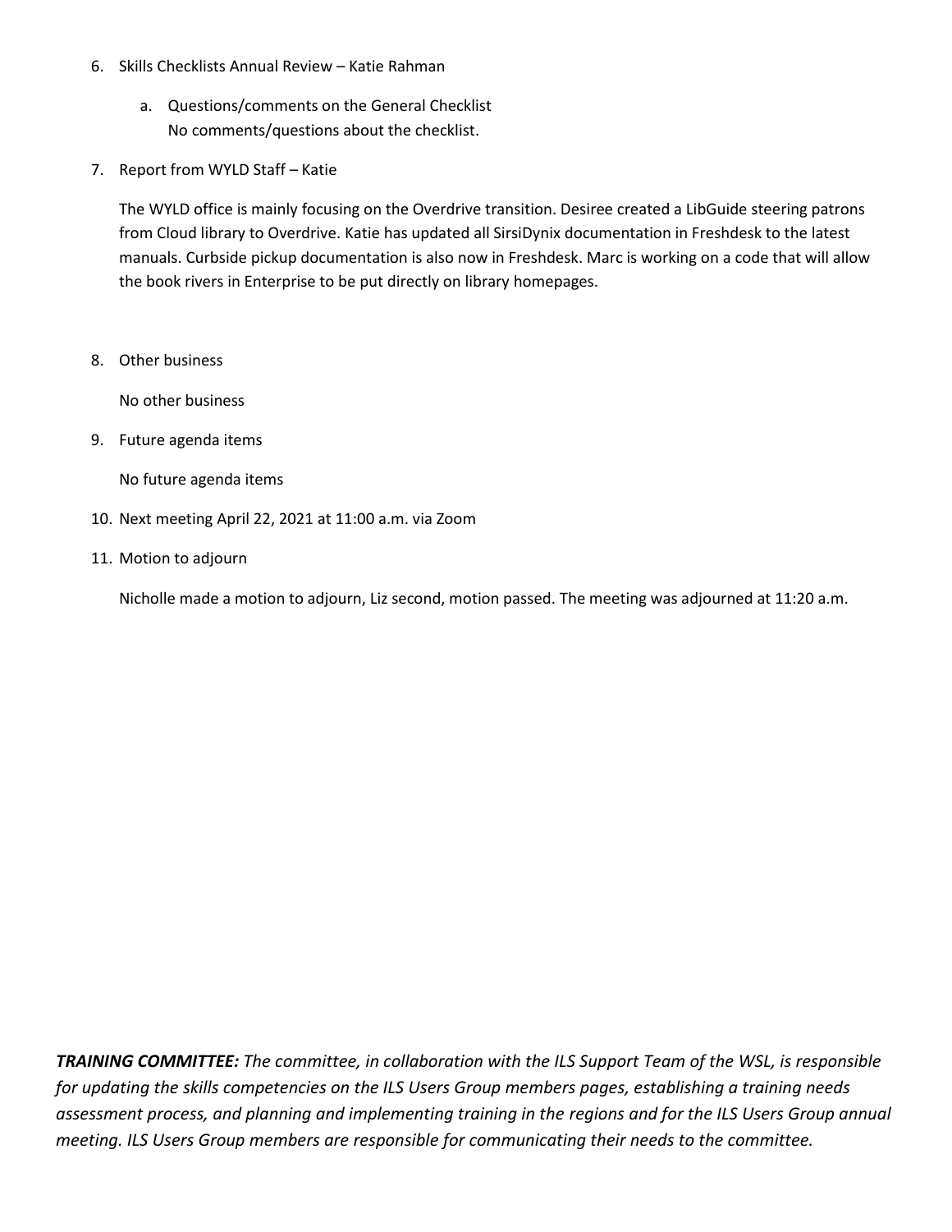6. Skills Checklists Annual Review – Katie Rahman

    a. Questions/comments on the General Checklist
       No comments/questions about the checklist.

7. Report from WYLD Staff – Katie

   The WYLD office is mainly focusing on the Overdrive transition. Desiree created a LibGuide steering patrons from Cloud library to Overdrive. Katie has updated all SirsiDynix documentation in Freshdesk to the latest manuals. Curbside pickup documentation is also now in Freshdesk. Marc is working on a code that will allow the book rivers in Enterprise to be put directly on library homepages.

8. Other business

   No other business

9. Future agenda items

   No future agenda items

10. Next meeting April 22, 2021 at 11:00 a.m. via Zoom

11. Motion to adjourn

    Nicholle made a motion to adjourn, Liz second, motion passed. The meeting was adjourned at 11:20 a.m.

***TRAINING COMMITTEE:*** *The committee, in collaboration with the ILS Support Team of the WSL, is responsible for updating the skills competencies on the ILS Users Group members pages, establishing a training needs assessment process, and planning and implementing training in the regions and for the ILS Users Group annual meeting. ILS Users Group members are responsible for communicating their needs to the committee.*